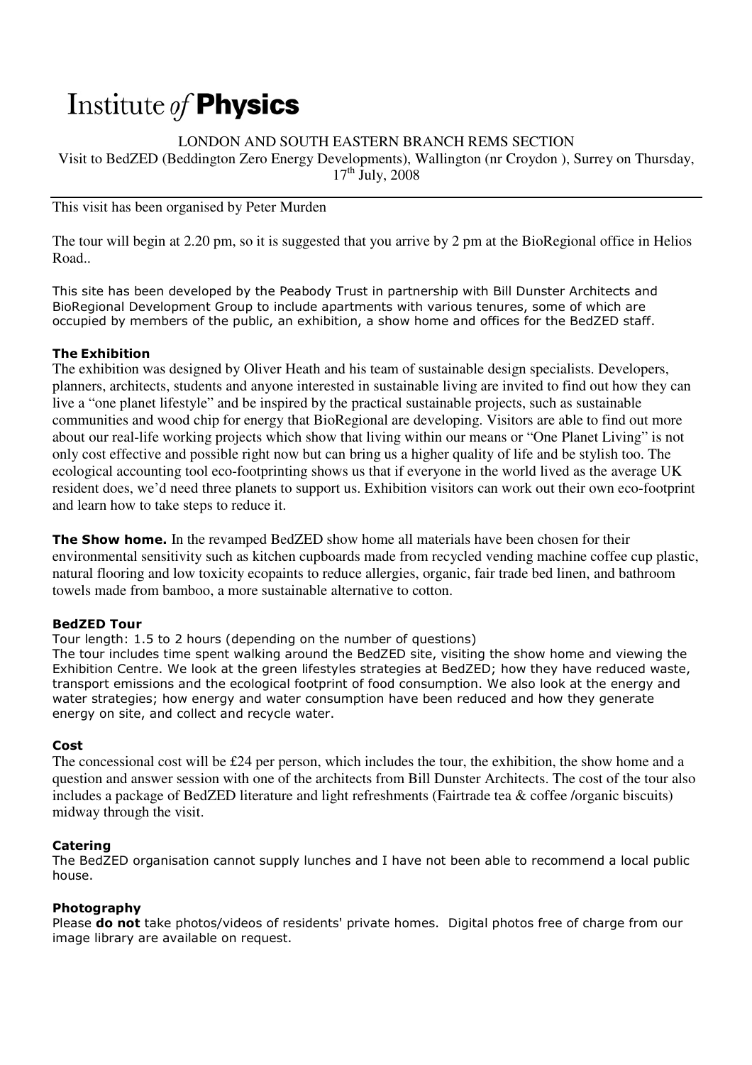# Institute *of* **Physics**

LONDON AND SOUTH EASTERN BRANCH REMS SECTION

Visit to BedZED (Beddington Zero Energy Developments), Wallington (nr Croydon ), Surrey on Thursday, 17th July, 2008

---

This visit has been organised by Peter Murden

The tour will begin at 2.20 pm, so it is suggested that you arrive by 2 pm at the BioRegional office in Helios Road..

This site has been developed by the Peabody Trust in partnership with Bill Dunster Architects and BioRegional Development Group to include apartments with various tenures, some of which are occupied by members of the public, an exhibition, a show home and offices for the BedZED staff.

### The Exhibition

The exhibition was designed by Oliver Heath and his team of sustainable design specialists. Developers, planners, architects, students and anyone interested in sustainable living are invited to find out how they can live a "one planet lifestyle" and be inspired by the practical sustainable projects, such as sustainable communities and wood chip for energy that BioRegional are developing. Visitors are able to find out more about our real-life working projects which show that living within our means or "One Planet Living" is not only cost effective and possible right now but can bring us a higher quality of life and be stylish too. The ecological accounting tool eco-footprinting shows us that if everyone in the world lived as the average UK resident does, we'd need three planets to support us. Exhibition visitors can work out their own eco-footprint and learn how to take steps to reduce it.

**The Show home.** In the revamped BedZED show home all materials have been chosen for their environmental sensitivity such as kitchen cupboards made from recycled vending machine coffee cup plastic, natural flooring and low toxicity ecopaints to reduce allergies, organic, fair trade bed linen, and bathroom towels made from bamboo, a more sustainable alternative to cotton.

### BedZED Tour

Tour length: 1.5 to 2 hours (depending on the number of questions)

The tour includes time spent walking around the BedZED site, visiting the show home and viewing the Exhibition Centre. We look at the green lifestyles strategies at BedZED; how they have reduced waste, transport emissions and the ecological footprint of food consumption. We also look at the energy and water strategies; how energy and water consumption have been reduced and how they generate energy on site, and collect and recycle water.

### Cost

The concessional cost will be £24 per person, which includes the tour, the exhibition, the show home and a question and answer session with one of the architects from Bill Dunster Architects. The cost of the tour also includes a package of BedZED literature and light refreshments (Fairtrade tea & coffee /organic biscuits) midway through the visit.

### Catering

The BedZED organisation cannot supply lunches and I have not been able to recommend a local public house.

### Photography

Please **do not** take photos/videos of residents' private homes. Digital photos free of charge from our image library are available on request.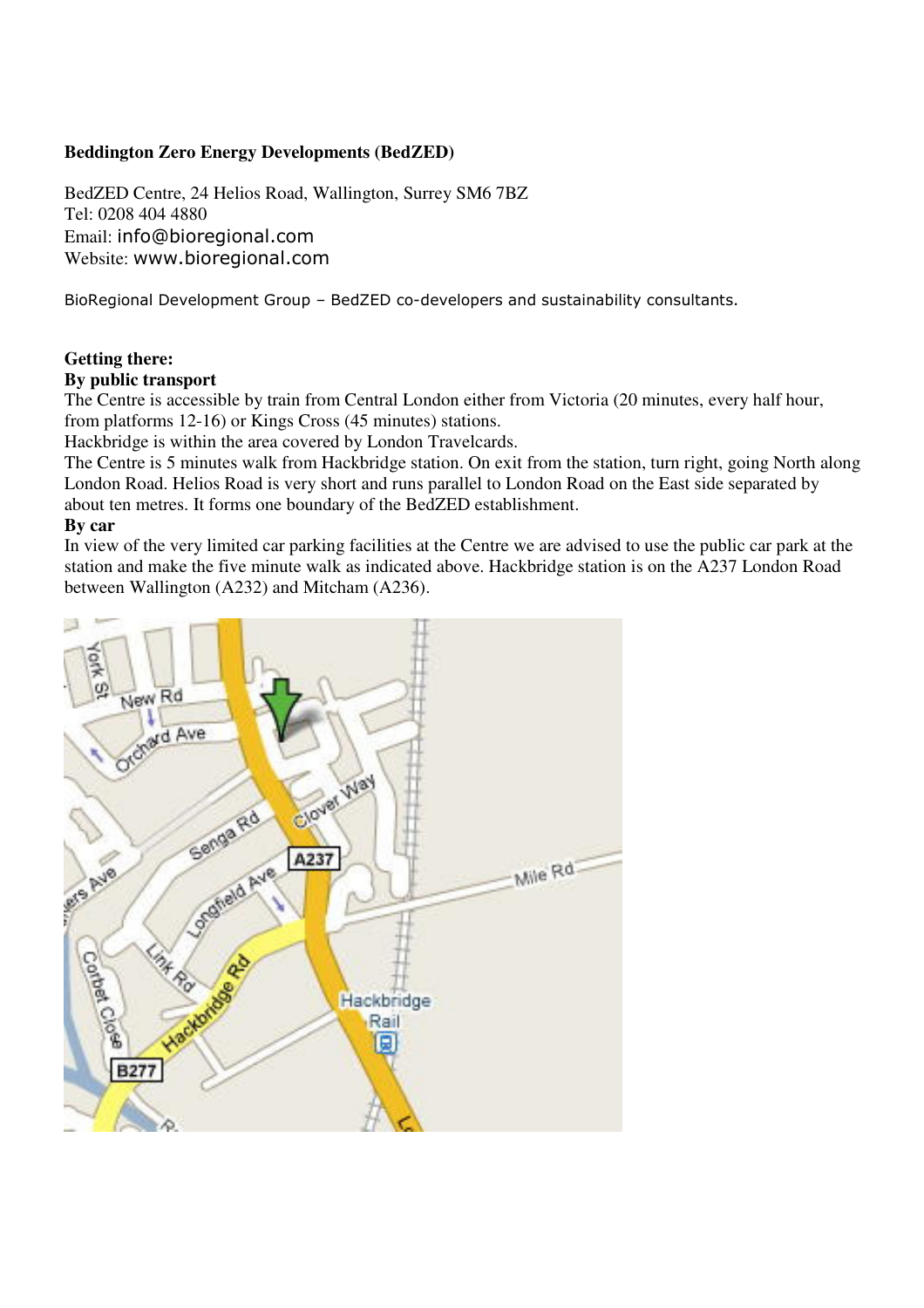**Beddington Zero Energy Developments (BedZED)**

BedZED Centre, 24 Helios Road, Wallington, Surrey SM6 7BZ
Tel: 0208 404 4880
Email: info@bioregional.com
Website: www.bioregional.com

BioRegional Development Group – BedZED co-developers and sustainability consultants.

**Getting there:**

**By public transport**

The Centre is accessible by train from Central London either from Victoria (20 minutes, every half hour, from platforms 12-16) or Kings Cross (45 minutes) stations.
Hackbridge is within the area covered by London Travelcards.
The Centre is 5 minutes walk from Hackbridge station. On exit from the station, turn right, going North along London Road. Helios Road is very short and runs parallel to London Road on the East side separated by about ten metres. It forms one boundary of the BedZED establishment.

**By car**

In view of the very limited car parking facilities at the Centre we are advised to use the public car park at the station and make the five minute walk as indicated above. Hackbridge station is on the A237 London Road between Wallington (A232) and Mitcham (A236).

York St
New Rd
Orchard Ave
Clover Way
Senga Rd
A237
Mile Rd
Longfield Ave
Link Rd
Hackbridge Rd
Corbet Close
Hackbridge Rail
B277